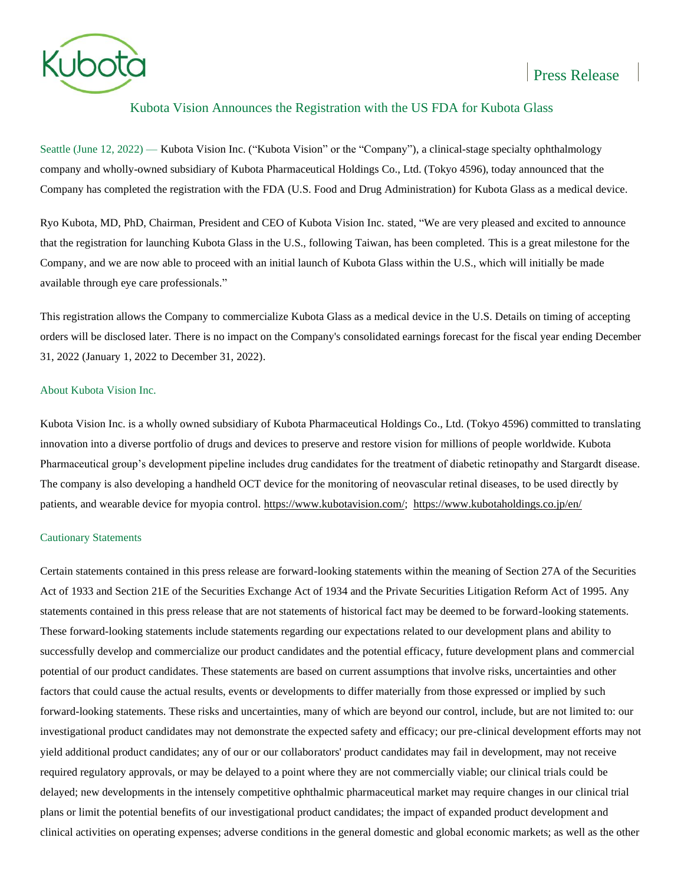Press Release

# Kubota Vision Announces the Registration with the US FDA for Kubota Glass

Seattle (June 12, 2022) — Kubota Vision Inc. ("Kubota Vision" or the "Company"), a clinical-stage specialty ophthalmology company and wholly-owned subsidiary of Kubota Pharmaceutical Holdings Co., Ltd. (Tokyo 4596), today announced that the Company has completed the registration with the FDA (U.S. Food and Drug Administration) for Kubota Glass as a medical device.

Ryo Kubota, MD, PhD, Chairman, President and CEO of Kubota Vision Inc. stated, "We are very pleased and excited to announce that the registration for launching Kubota Glass in the U.S., following Taiwan, has been completed. This is a great milestone for the Company, and we are now able to proceed with an initial launch of Kubota Glass within the U.S., which will initially be made available through eye care professionals."

This registration allows the Company to commercialize Kubota Glass as a medical device in the U.S. Details on timing of accepting orders will be disclosed later. There is no impact on the Company's consolidated earnings forecast for the fiscal year ending December 31, 2022 (January 1, 2022 to December 31, 2022).

## About Kubota Vision Inc.

Kubota Vision Inc. is a wholly owned subsidiary of Kubota Pharmaceutical Holdings Co., Ltd. (Tokyo 4596) committed to translating innovation into a diverse portfolio of drugs and devices to preserve and restore vision for millions of people worldwide. Kubota Pharmaceutical group's development pipeline includes drug candidates for the treatment of diabetic retinopathy and Stargardt disease. The company is also developing a handheld OCT device for the monitoring of neovascular retinal diseases, to be used directly by patients, and wearable device for myopia control. https://www.kubotavision.com/; https://www.kubotaholdings.co.jp/en/

## Cautionary Statements

Certain statements contained in this press release are forward-looking statements within the meaning of Section 27A of the Securities Act of 1933 and Section 21E of the Securities Exchange Act of 1934 and the Private Securities Litigation Reform Act of 1995. Any statements contained in this press release that are not statements of historical fact may be deemed to be forward-looking statements. These forward-looking statements include statements regarding our expectations related to our development plans and ability to successfully develop and commercialize our product candidates and the potential efficacy, future development plans and commercial potential of our product candidates. These statements are based on current assumptions that involve risks, uncertainties and other factors that could cause the actual results, events or developments to differ materially from those expressed or implied by such forward-looking statements. These risks and uncertainties, many of which are beyond our control, include, but are not limited to: our investigational product candidates may not demonstrate the expected safety and efficacy; our pre-clinical development efforts may not yield additional product candidates; any of our or our collaborators' product candidates may fail in development, may not receive required regulatory approvals, or may be delayed to a point where they are not commercially viable; our clinical trials could be delayed; new developments in the intensely competitive ophthalmic pharmaceutical market may require changes in our clinical trial plans or limit the potential benefits of our investigational product candidates; the impact of expanded product development and clinical activities on operating expenses; adverse conditions in the general domestic and global economic markets; as well as the other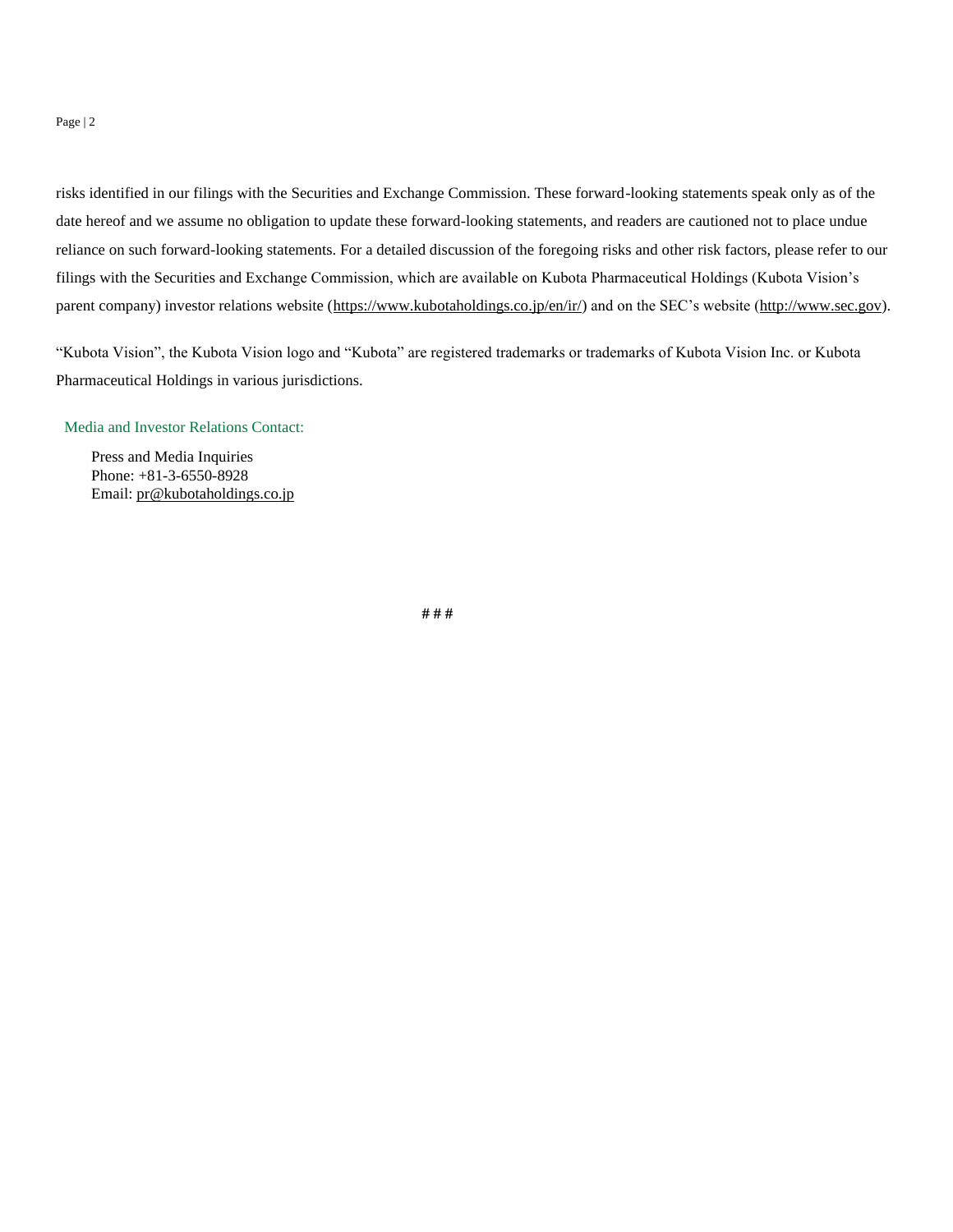risks identified in our filings with the Securities and Exchange Commission. These forward-looking statements speak only as of the date hereof and we assume no obligation to update these forward-looking statements, and readers are cautioned not to place undue reliance on such forward-looking statements. For a detailed discussion of the foregoing risks and other risk factors, please refer to our filings with the Securities and Exchange Commission, which are available on Kubota Pharmaceutical Holdings (Kubota Vision's parent company) investor relations website (https://www.kubotaholdings.co.jp/en/ir/) and on the SEC's website (http://www.sec.gov).

"Kubota Vision", the Kubota Vision logo and "Kubota" are registered trademarks or trademarks of Kubota Vision Inc. or Kubota Pharmaceutical Holdings in various jurisdictions.

Media and Investor Relations Contact:

Press and Media Inquiries
Phone: +81-3-6550-8928
Email: pr@kubotaholdings.co.jp

# # #